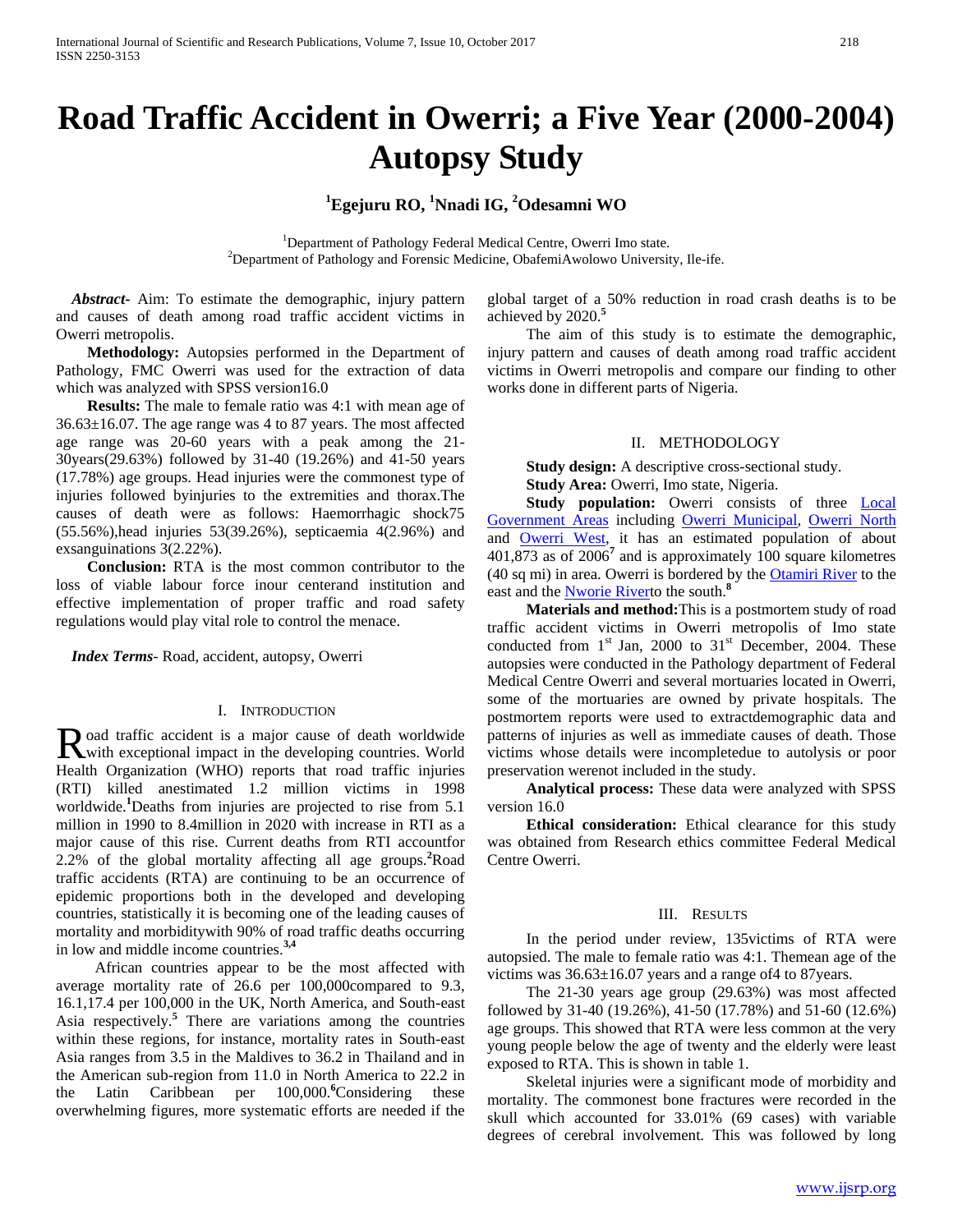# Road Traffic Accident in Owerri; a Five Year (2000-2004) Autopsy Study

**[1]Egejuru RO, [1]Nnadi IG, [2]Odesamni WO**

[1]Department of Pathology Federal Medical Centre, Owerri Imo state.
[2]Department of Pathology and Forensic Medicine, ObafemiAwolowo University, Ile-ife.

***Abstract*-** Aim: To estimate the demographic, injury pattern and causes of death among road traffic accident victims in Owerri metropolis.

**Methodology:** Autopsies performed in the Department of Pathology, FMC Owerri was used for the extraction of data which was analyzed with SPSS version16.0

**Results:** The male to female ratio was 4:1 with mean age of 36.63±16.07. The age range was 4 to 87 years. The most affected age range was 20-60 years with a peak among the 21-30years(29.63%) followed by 31-40 (19.26%) and 41-50 years (17.78%) age groups. Head injuries were the commonest type of injuries followed byinjuries to the extremities and thorax.The causes of death were as follows: Haemorrhagic shock75 (55.56%),head injuries 53(39.26%), septicaemia 4(2.96%) and exsanguinations 3(2.22%).

**Conclusion:** RTA is the most common contributor to the loss of viable labour force inour centerand institution and effective implementation of proper traffic and road safety regulations would play vital role to control the menace.

***Index Terms*-** Road, accident, autopsy, Owerri

## I. Introduction

Road traffic accident is a major cause of death worldwide with exceptional impact in the developing countries. World Health Organization (WHO) reports that road traffic injuries (RTI) killed anestimated 1.2 million victims in 1998 worldwide.[1]Deaths from injuries are projected to rise from 5.1 million in 1990 to 8.4million in 2020 with increase in RTI as a major cause of this rise. Current deaths from RTI accountfor 2.2% of the global mortality affecting all age groups.[2]Road traffic accidents (RTA) are continuing to be an occurrence of epidemic proportions both in the developed and developing countries, statistically it is becoming one of the leading causes of mortality and morbiditywith 90% of road traffic deaths occurring in low and middle income countries.[3,4]

African countries appear to be the most affected with average mortality rate of 26.6 per 100,000compared to 9.3, 16.1,17.4 per 100,000 in the UK, North America, and South-east Asia respectively.[5] There are variations among the countries within these regions, for instance, mortality rates in South-east Asia ranges from 3.5 in the Maldives to 36.2 in Thailand and in the American sub-region from 11.0 in North America to 22.2 in the Latin Caribbean per 100,000.[6]Considering these overwhelming figures, more systematic efforts are needed if the global target of a 50% reduction in road crash deaths is to be achieved by 2020.[5]

The aim of this study is to estimate the demographic, injury pattern and causes of death among road traffic accident victims in Owerri metropolis and compare our finding to other works done in different parts of Nigeria.

## II. Methodology

**Study design:** A descriptive cross-sectional study.

**Study Area:** Owerri, Imo state, Nigeria.

**Study population:** Owerri consists of three Local Government Areas including Owerri Municipal, Owerri North and Owerri West, it has an estimated population of about 401,873 as of 2006[7] and is approximately 100 square kilometres (40 sq mi) in area. Owerri is bordered by the Otamiri River to the east and the Nworie Riverto the south.[8]

**Materials and method:**This is a postmortem study of road traffic accident victims in Owerri metropolis of Imo state conducted from 1st Jan, 2000 to 31st December, 2004. These autopsies were conducted in the Pathology department of Federal Medical Centre Owerri and several mortuaries located in Owerri, some of the mortuaries are owned by private hospitals. The postmortem reports were used to extractdemographic data and patterns of injuries as well as immediate causes of death. Those victims whose details were incompletedue to autolysis or poor preservation werenot included in the study.

**Analytical process:** These data were analyzed with SPSS version 16.0

**Ethical consideration:** Ethical clearance for this study was obtained from Research ethics committee Federal Medical Centre Owerri.

## III. Results

In the period under review, 135victims of RTA were autopsied. The male to female ratio was 4:1. Themean age of the victims was 36.63±16.07 years and a range of4 to 87years.

The 21-30 years age group (29.63%) was most affected followed by 31-40 (19.26%), 41-50 (17.78%) and 51-60 (12.6%) age groups. This showed that RTA were less common at the very young people below the age of twenty and the elderly were least exposed to RTA. This is shown in table 1.

Skeletal injuries were a significant mode of morbidity and mortality. The commonest bone fractures were recorded in the skull which accounted for 33.01% (69 cases) with variable degrees of cerebral involvement. This was followed by long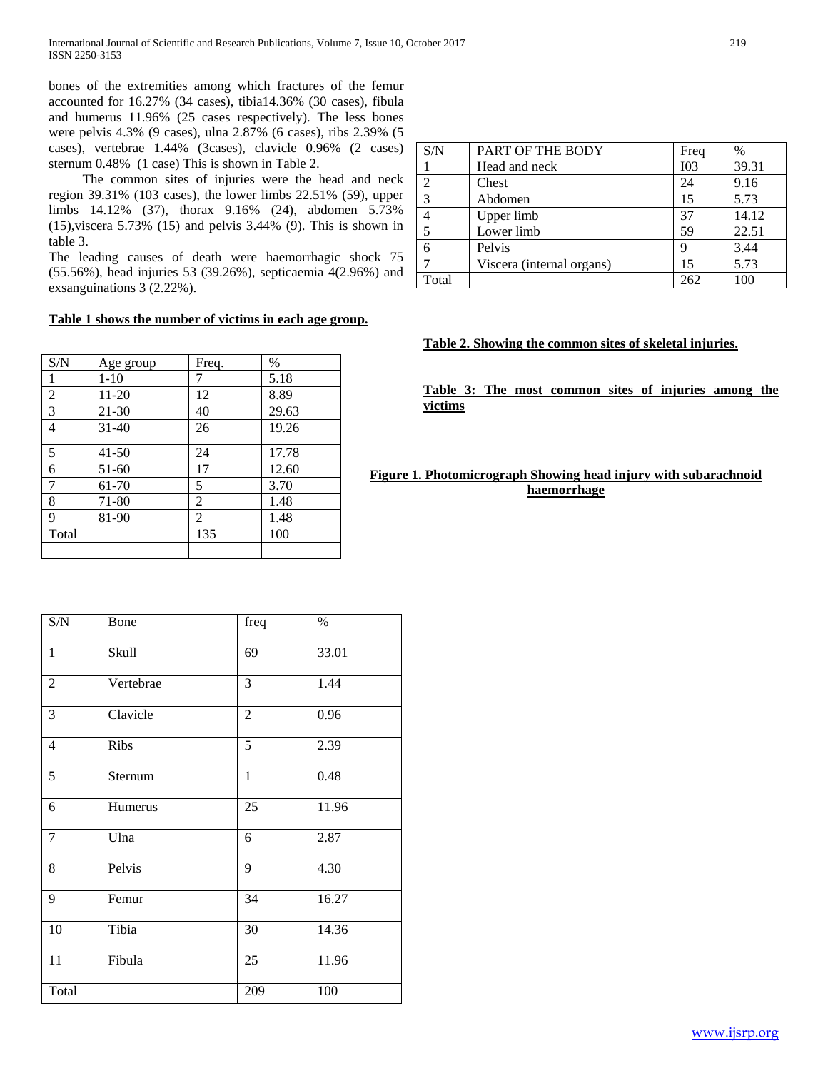bones of the extremities among which fractures of the femur accounted for 16.27% (34 cases), tibia14.36% (30 cases), fibula and humerus 11.96% (25 cases respectively). The less bones were pelvis 4.3% (9 cases), ulna 2.87% (6 cases), ribs 2.39% (5 cases), vertebrae 1.44% (3cases), clavicle 0.96% (2 cases) sternum 0.48% (1 case) This is shown in Table 2.

The common sites of injuries were the head and neck region 39.31% (103 cases), the lower limbs 22.51% (59), upper limbs 14.12% (37), thorax 9.16% (24), abdomen 5.73% (15),viscera 5.73% (15) and pelvis 3.44% (9). This is shown in table 3.

The leading causes of death were haemorrhagic shock 75 (55.56%), head injuries 53 (39.26%), septicaemia 4(2.96%) and exsanguinations 3 (2.22%).

**Table 1 shows the number of victims in each age group.**

| S/N | Age group | Freq. | % |
|---|---|---|---|
| 1 | 1-10 | 7 | 5.18 |
| 2 | 11-20 | 12 | 8.89 |
| 3 | 21-30 | 40 | 29.63 |
| 4 | 31-40 | 26 | 19.26 |
| 5 | 41-50 | 24 | 17.78 |
| 6 | 51-60 | 17 | 12.60 |
| 7 | 61-70 | 5 | 3.70 |
| 8 | 71-80 | 2 | 1.48 |
| 9 | 81-90 | 2 | 1.48 |
| Total | | 135 | 100 |
| | | | |

| S/N | Bone | freq | % |
|---|---|---|---|
| 1 | Skull | 69 | 33.01 |
| 2 | Vertebrae | 3 | 1.44 |
| 3 | Clavicle | 2 | 0.96 |
| 4 | Ribs | 5 | 2.39 |
| 5 | Sternum | 1 | 0.48 |
| 6 | Humerus | 25 | 11.96 |
| 7 | Ulna | 6 | 2.87 |
| 8 | Pelvis | 9 | 4.30 |
| 9 | Femur | 34 | 16.27 |
| 10 | Tibia | 30 | 14.36 |
| 11 | Fibula | 25 | 11.96 |
| Total | | 209 | 100 |

| S/N | PART OF THE BODY | Freq | % |
|---|---|---|---|
| 1 | Head and neck | I03 | 39.31 |
| 2 | Chest | 24 | 9.16 |
| 3 | Abdomen | 15 | 5.73 |
| 4 | Upper limb | 37 | 14.12 |
| 5 | Lower limb | 59 | 22.51 |
| 6 | Pelvis | 9 | 3.44 |
| 7 | Viscera (internal organs) | 15 | 5.73 |
| Total | | 262 | 100 |

**Table 2. Showing the common sites of skeletal injuries.**

**Table 3: The most common sites of injuries among the victims**

**Figure 1. Photomicrograph Showing head injury with subarachnoid haemorrhage**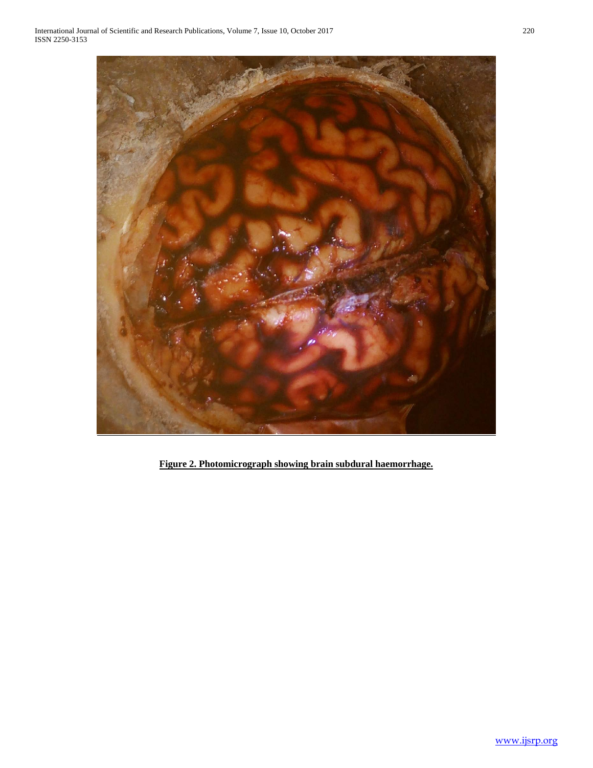**Figure 2. Photomicrograph showing brain subdural haemorrhage.**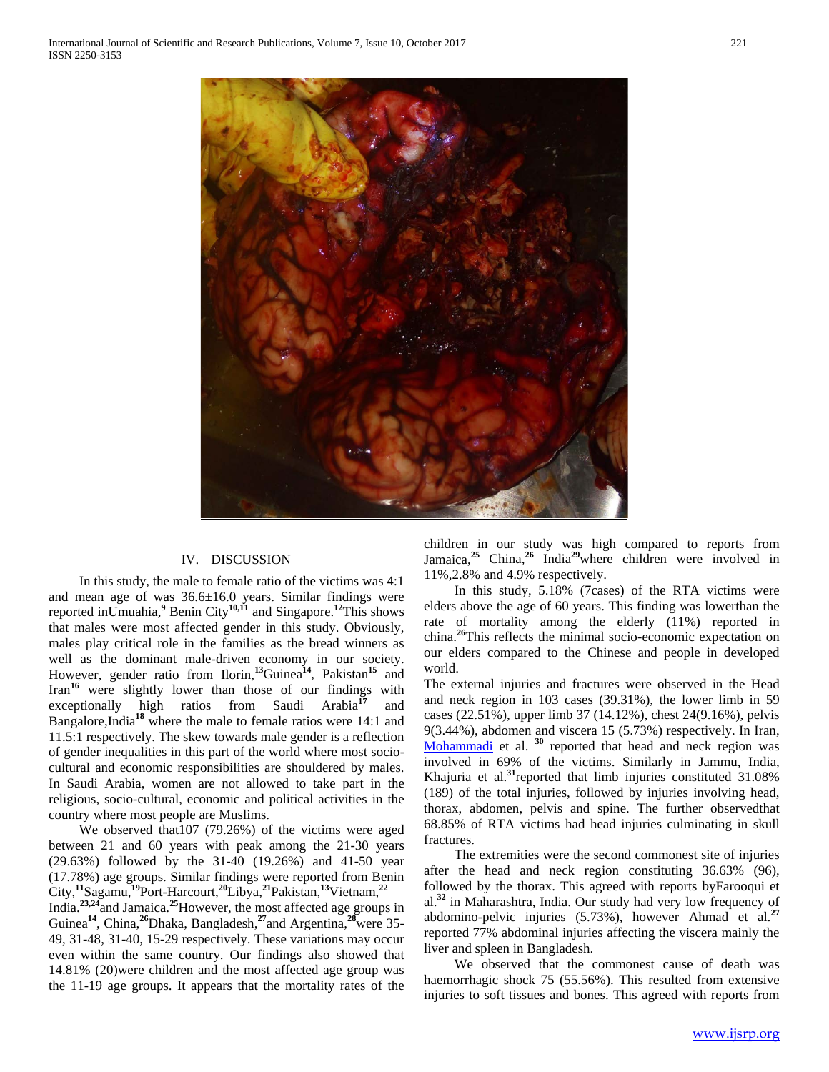## IV. DISCUSSION

In this study, the male to female ratio of the victims was 4:1 and mean age of was 36.6±16.0 years. Similar findings were reported inUmuahia,[9] Benin City[10,11] and Singapore.[12]This shows that males were most affected gender in this study. Obviously, males play critical role in the families as the bread winners as well as the dominant male-driven economy in our society. However, gender ratio from Ilorin,[13]Guinea[14], Pakistan[15] and Iran[16] were slightly lower than those of our findings with exceptionally high ratios from Saudi Arabia[17] and Bangalore,India[18] where the male to female ratios were 14:1 and 11.5:1 respectively. The skew towards male gender is a reflection of gender inequalities in this part of the world where most socio-cultural and economic responsibilities are shouldered by males. In Saudi Arabia, women are not allowed to take part in the religious, socio-cultural, economic and political activities in the country where most people are Muslims.

We observed that107 (79.26%) of the victims were aged between 21 and 60 years with peak among the 21-30 years (29.63%) followed by the 31-40 (19.26%) and 41-50 year (17.78%) age groups. Similar findings were reported from Benin City,[11]Sagamu,[19]Port-Harcourt,[20]Libya,[21]Pakistan,[13]Vietnam,[22] India.[23,24]and Jamaica.[25]However, the most affected age groups in Guinea[14], China,[26]Dhaka, Bangladesh,[27]and Argentina,[28]were 35-49, 31-48, 31-40, 15-29 respectively. These variations may occur even within the same country. Our findings also showed that 14.81% (20)were children and the most affected age group was the 11-19 age groups. It appears that the mortality rates of the children in our study was high compared to reports from Jamaica,[25] China,[26] India[29]where children were involved in 11%,2.8% and 4.9% respectively.

In this study, 5.18% (7cases) of the RTA victims were elders above the age of 60 years. This finding was lowerthan the rate of mortality among the elderly (11%) reported in china.[26]This reflects the minimal socio-economic expectation on our elders compared to the Chinese and people in developed world.

The external injuries and fractures were observed in the Head and neck region in 103 cases (39.31%), the lower limb in 59 cases (22.51%), upper limb 37 (14.12%), chest 24(9.16%), pelvis 9(3.44%), abdomen and viscera 15 (5.73%) respectively. In Iran, Mohammadi et al. [30] reported that head and neck region was involved in 69% of the victims. Similarly in Jammu, India, Khajuria et al.[31]reported that limb injuries constituted 31.08% (189) of the total injuries, followed by injuries involving head, thorax, abdomen, pelvis and spine. The further observedthat 68.85% of RTA victims had head injuries culminating in skull fractures.

The extremities were the second commonest site of injuries after the head and neck region constituting 36.63% (96), followed by the thorax. This agreed with reports byFarooqui et al.[32] in Maharashtra, India. Our study had very low frequency of abdomino-pelvic injuries (5.73%), however Ahmad et al.[27] reported 77% abdominal injuries affecting the viscera mainly the liver and spleen in Bangladesh.

We observed that the commonest cause of death was haemorrhagic shock 75 (55.56%). This resulted from extensive injuries to soft tissues and bones. This agreed with reports from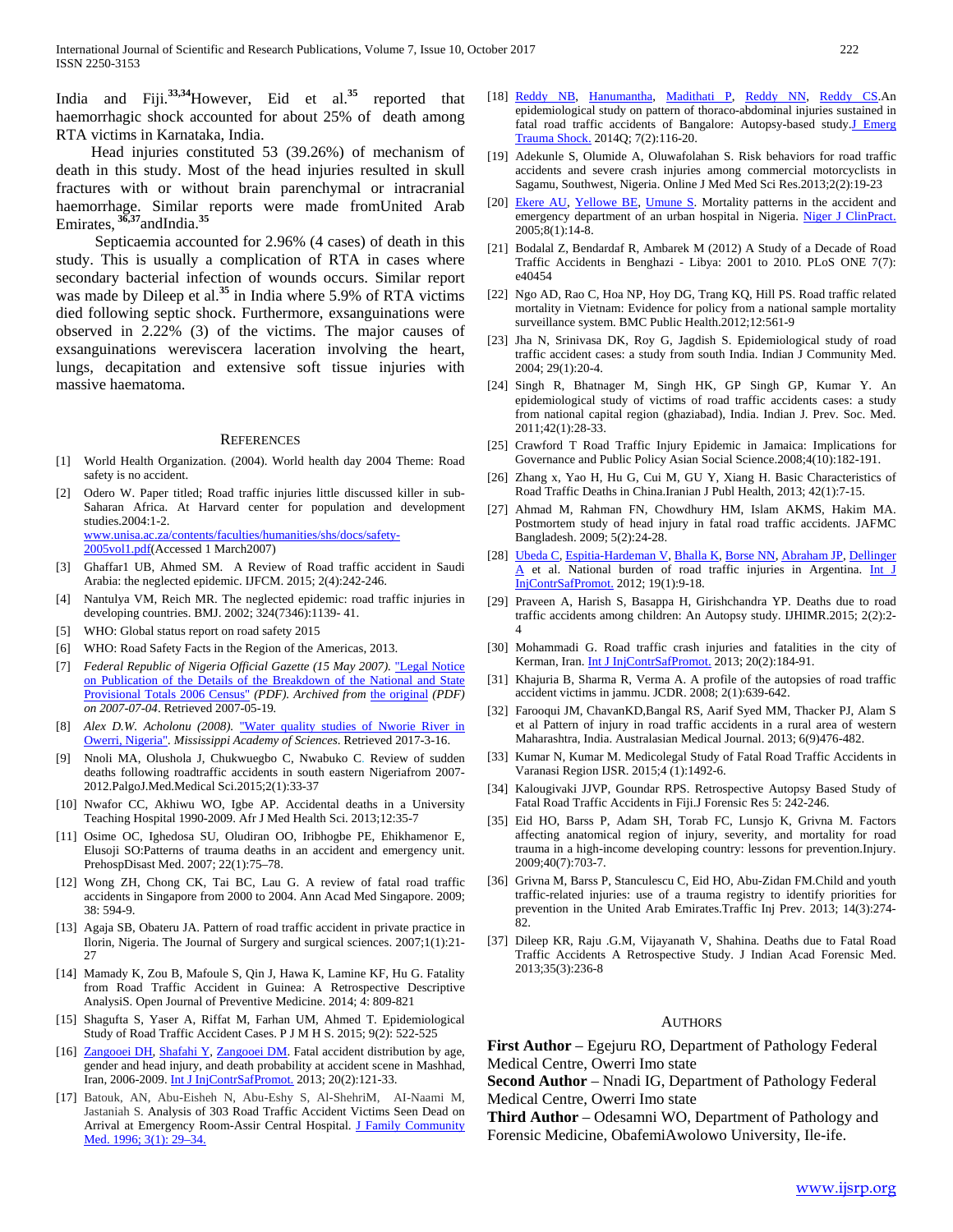India and Fiji.[33,34] However, Eid et al.[35] reported that haemorrhagic shock accounted for about 25% of death among RTA victims in Karnataka, India.

Head injuries constituted 53 (39.26%) of mechanism of death in this study. Most of the head injuries resulted in skull fractures with or without brain parenchymal or intracranial haemorrhage. Similar reports were made fromUnited Arab Emirates,[36,37] andIndia.[35]

Septicaemia accounted for 2.96% (4 cases) of death in this study. This is usually a complication of RTA in cases where secondary bacterial infection of wounds occurs. Similar report was made by Dileep et al.[35] in India where 5.9% of RTA victims died following septic shock. Furthermore, exsanguinations were observed in 2.22% (3) of the victims. The major causes of exsanguinations wereviscera laceration involving the heart, lungs, decapitation and extensive soft tissue injuries with massive haematoma.

## REFERENCES

[1] World Health Organization. (2004). World health day 2004 Theme: Road safety is no accident.

[2] Odero W. Paper titled; Road traffic injuries little discussed killer in sub-Saharan Africa. At Harvard center for population and development studies.2004:1-2. www.unisa.ac.za/contents/faculties/humanities/shs/docs/safety-2005vol1.pdf(Accessed 1 March2007)

[3] Ghaffar1 UB, Ahmed SM. A Review of Road traffic accident in Saudi Arabia: the neglected epidemic. IJFCM. 2015; 2(4):242-246.

[4] Nantulya VM, Reich MR. The neglected epidemic: road traffic injuries in developing countries. BMJ. 2002; 324(7346):1139- 41.

[5] WHO: Global status report on road safety 2015

[6] WHO: Road Safety Facts in the Region of the Americas, 2013.

[7] *Federal Republic of Nigeria Official Gazette (15 May 2007).* "Legal Notice on Publication of the Details of the Breakdown of the National and State Provisional Totals 2006 Census" *(PDF). Archived from* the original *(PDF) on 2007-07-04*. Retrieved 2007-05-19.

[8] *Alex D.W. Acholonu (2008).* "Water quality studies of Nworie River in Owerri, Nigeria". *Mississippi Academy of Sciences.* Retrieved 2017-3-16.

[9] Nnoli MA, Olushola J, Chukwuegbo C, Nwabuko C. Review of sudden deaths following roadtraffic accidents in south eastern Nigeriafrom 2007-2012.PalgoJ.Med.Medical Sci.2015;2(1):33-37

[10] Nwafor CC, Akhiwu WO, Igbe AP. Accidental deaths in a University Teaching Hospital 1990-2009. Afr J Med Health Sci. 2013;12:35-7

[11] Osime OC, Ighedosa SU, Oludiran OO, Iribhogbe PE, Ehikhamenor E, Elusoji SO:Patterns of trauma deaths in an accident and emergency unit. PrehospDisast Med. 2007; 22(1):75–78.

[12] Wong ZH, Chong CK, Tai BC, Lau G. A review of fatal road traffic accidents in Singapore from 2000 to 2004. Ann Acad Med Singapore. 2009; 38: 594-9.

[13] Agaja SB, Obateru JA. Pattern of road traffic accident in private practice in Ilorin, Nigeria. The Journal of Surgery and surgical sciences. 2007;1(1):21-27

[14] Mamady K, Zou B, Mafoule S, Qin J, Hawa K, Lamine KF, Hu G. Fatality from Road Traffic Accident in Guinea: A Retrospective Descriptive AnalysiS. Open Journal of Preventive Medicine. 2014; 4: 809-821

[15] Shagufta S, Yaser A, Riffat M, Farhan UM, Ahmed T. Epidemiological Study of Road Traffic Accident Cases. P J M H S. 2015; 9(2): 522-525

[16] Zangooei DH, Shafahi Y, Zangooei DM. Fatal accident distribution by age, gender and head injury, and death probability at accident scene in Mashhad, Iran, 2006-2009. Int J InjContrSafPromot. 2013; 20(2):121-33.

[17] Batouk, AN, Abu-Eisheh N, Abu-Eshy S, Al-ShehriM, AI-Naami M, Jastaniah S. Analysis of 303 Road Traffic Accident Victims Seen Dead on Arrival at Emergency Room-Assir Central Hospital. J Family Community Med. 1996; 3(1): 29–34.

[18] Reddy NB, Hanumantha, Madithati P, Reddy NN, Reddy CS.An epidemiological study on pattern of thoraco-abdominal injuries sustained in fatal road traffic accidents of Bangalore: Autopsy-based study.J Emerg Trauma Shock. 2014Q; 7(2):116-20.

[19] Adekunle S, Olumide A, Oluwafolahan S. Risk behaviors for road traffic accidents and severe crash injuries among commercial motorcyclists in Sagamu, Southwest, Nigeria. Online J Med Med Sci Res.2013;2(2):19-23

[20] Ekere AU, Yellowe BE, Umune S. Mortality patterns in the accident and emergency department of an urban hospital in Nigeria. Niger J ClinPract. 2005;8(1):14-8.

[21] Bodalal Z, Bendardaf R, Ambarek M (2012) A Study of a Decade of Road Traffic Accidents in Benghazi - Libya: 2001 to 2010. PLoS ONE 7(7): e40454

[22] Ngo AD, Rao C, Hoa NP, Hoy DG, Trang KQ, Hill PS. Road traffic related mortality in Vietnam: Evidence for policy from a national sample mortality surveillance system. BMC Public Health.2012;12:561-9

[23] Jha N, Srinivasa DK, Roy G, Jagdish S. Epidemiological study of road traffic accident cases: a study from south India. Indian J Community Med. 2004; 29(1):20-4.

[24] Singh R, Bhatnager M, Singh HK, GP Singh GP, Kumar Y. An epidemiological study of victims of road traffic accidents cases: a study from national capital region (ghaziabad), India. Indian J. Prev. Soc. Med. 2011;42(1):28-33.

[25] Crawford T Road Traffic Injury Epidemic in Jamaica: Implications for Governance and Public Policy Asian Social Science.2008;4(10):182-191.

[26] Zhang x, Yao H, Hu G, Cui M, GU Y, Xiang H. Basic Characteristics of Road Traffic Deaths in China.Iranian J Publ Health, 2013; 42(1):7-15.

[27] Ahmad M, Rahman FN, Chowdhury HM, Islam AKMS, Hakim MA. Postmortem study of head injury in fatal road traffic accidents. JAFMC Bangladesh. 2009; 5(2):24-28.

[28] Ubeda C, Espitia-Hardeman V, Bhalla K, Borse NN, Abraham JP, Dellinger A et al. National burden of road traffic injuries in Argentina. Int J InjContrSafPromot. 2012; 19(1):9-18.

[29] Praveen A, Harish S, Basappa H, Girishchandra YP. Deaths due to road traffic accidents among children: An Autopsy study. IJHIMR.2015; 2(2):2-4

[30] Mohammadi G. Road traffic crash injuries and fatalities in the city of Kerman, Iran. Int J InjContrSafPromot. 2013; 20(2):184-91.

[31] Khajuria B, Sharma R, Verma A. A profile of the autopsies of road traffic accident victims in jammu. JCDR. 2008; 2(1):639-642.

[32] Farooqui JM, ChavanKD,Bangal RS, Aarif Syed MM, Thacker PJ, Alam S et al Pattern of injury in road traffic accidents in a rural area of western Maharashtra, India. Australasian Medical Journal. 2013; 6(9)476-482.

[33] Kumar N, Kumar M. Medicolegal Study of Fatal Road Traffic Accidents in Varanasi Region IJSR. 2015;4 (1):1492-6.

[34] Kalougivaki JJVP, Goundar RPS. Retrospective Autopsy Based Study of Fatal Road Traffic Accidents in Fiji.J Forensic Res 5: 242-246.

[35] Eid HO, Barss P, Adam SH, Torab FC, Lunsjo K, Grivna M. Factors affecting anatomical region of injury, severity, and mortality for road trauma in a high-income developing country: lessons for prevention.Injury. 2009;40(7):703-7.

[36] Grivna M, Barss P, Stanculescu C, Eid HO, Abu-Zidan FM.Child and youth traffic-related injuries: use of a trauma registry to identify priorities for prevention in the United Arab Emirates.Traffic Inj Prev. 2013; 14(3):274-82.

[37] Dileep KR, Raju .G.M, Vijayanath V, Shahina. Deaths due to Fatal Road Traffic Accidents A Retrospective Study. J Indian Acad Forensic Med. 2013;35(3):236-8

## AUTHORS

**First Author** – Egejuru RO, Department of Pathology Federal Medical Centre, Owerri Imo state

**Second Author** – Nnadi IG, Department of Pathology Federal Medical Centre, Owerri Imo state

**Third Author** – Odesamni WO, Department of Pathology and Forensic Medicine, ObafemiAwolowo University, Ile-ife.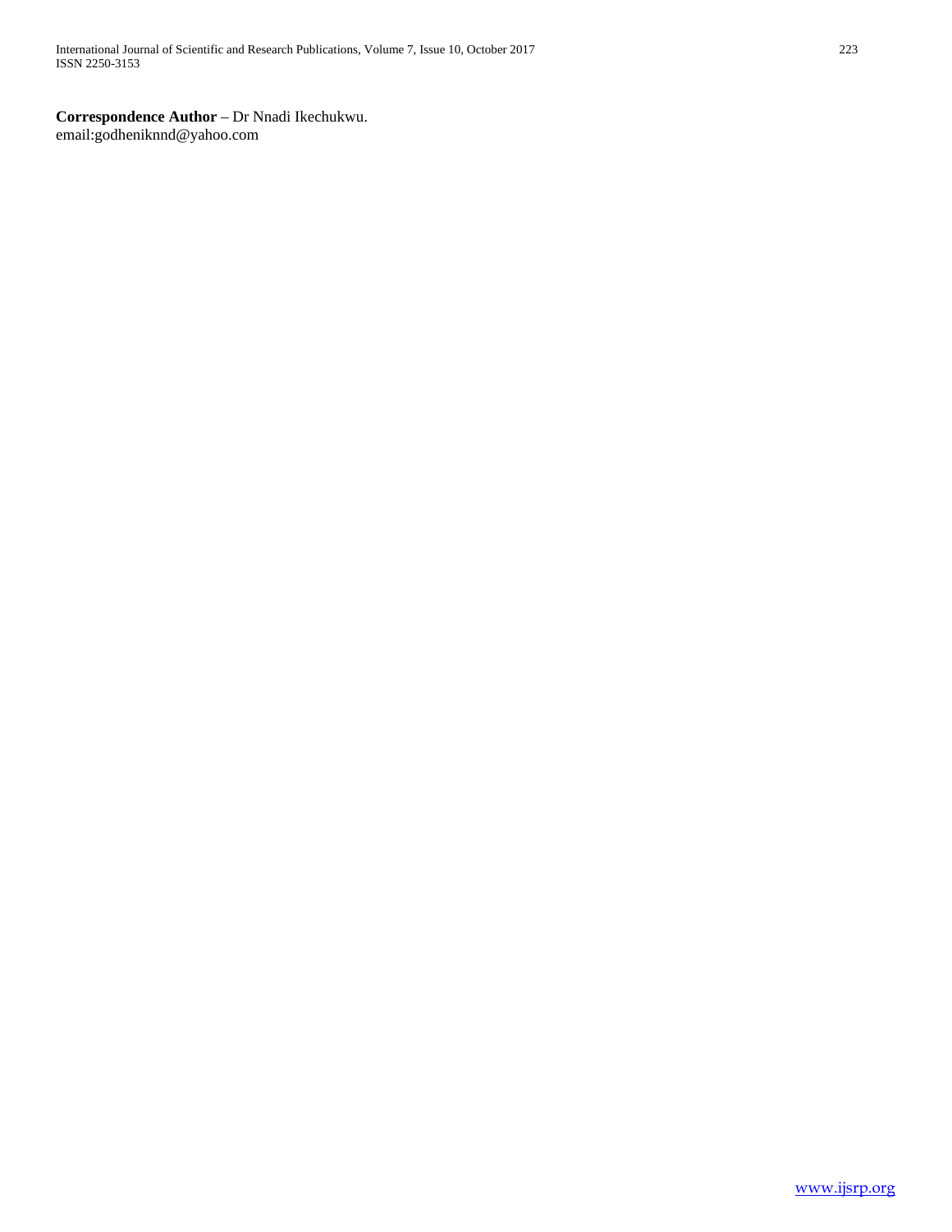**Correspondence Author** – Dr Nnadi Ikechukwu.
email:godheniknnd@yahoo.com